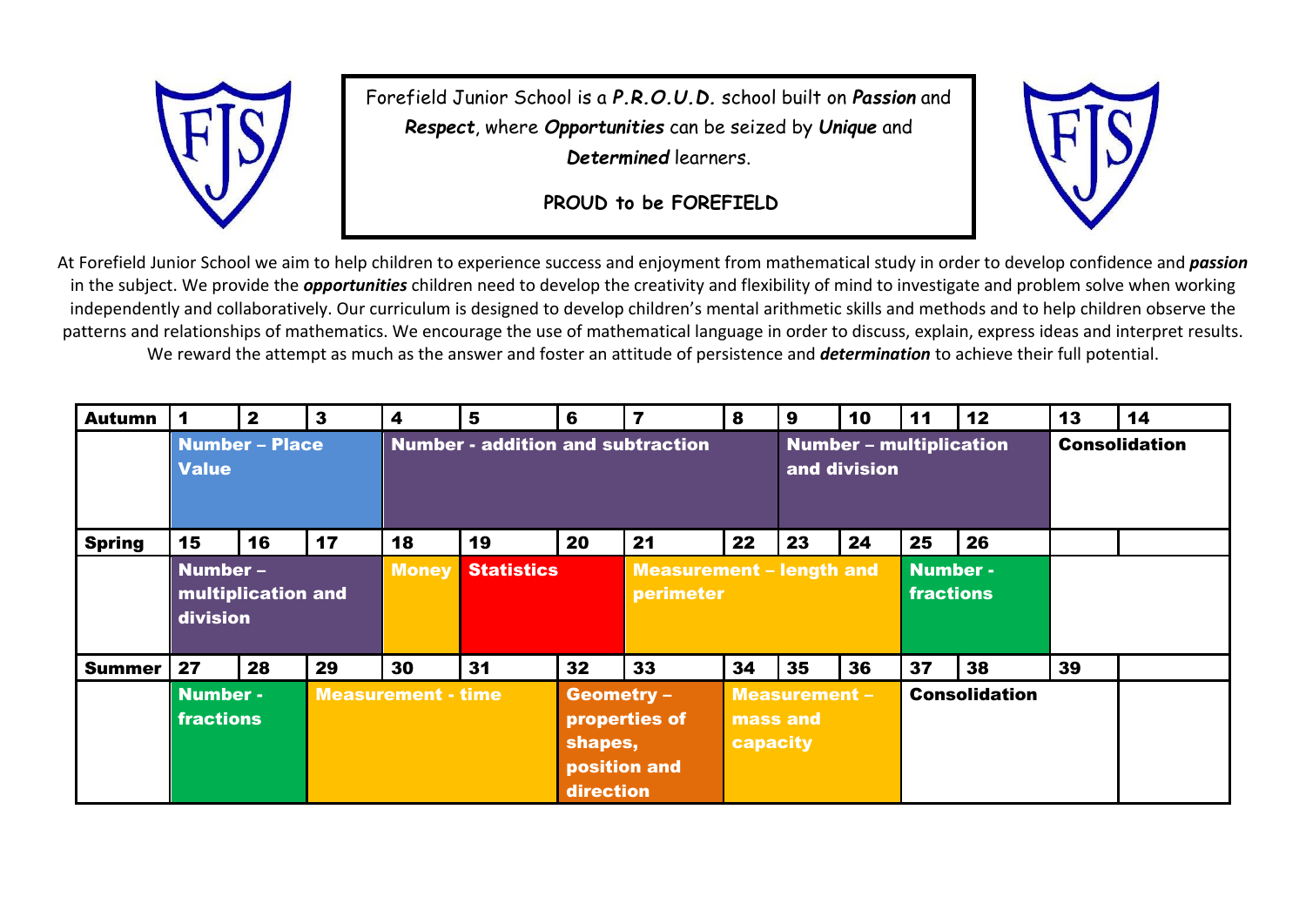Forefield Junior School is a ***P.R.O.U.D.*** school built on ***Passion*** and ***Respect***, where ***Opportunities*** can be seized by ***Unique*** and ***Determined*** learners.

**PROUD to be FOREFIELD**

At Forefield Junior School we aim to help children to experience success and enjoyment from mathematical study in order to develop confidence and ***passion*** in the subject. We provide the ***opportunities*** children need to develop the creativity and flexibility of mind to investigate and problem solve when working independently and collaboratively. Our curriculum is designed to develop children's mental arithmetic skills and methods and to help children observe the patterns and relationships of mathematics. We encourage the use of mathematical language in order to discuss, explain, express ideas and interpret results. We reward the attempt as much as the answer and foster an attitude of persistence and ***determination*** to achieve their full potential.

| | | | | | | | | | | | | | | |
|---|---|---|---|---|---|---|---|---|---|---|---|---|---|---|
| **Autumn** | **1** | **2** | **3** | **4** | **5** | **6** | **7** | **8** | **9** | **10** | **11** | **12** | **13** | **14** |
| | **Number – Place Value** | | | **Number - addition and subtraction** | | | | | **Number – multiplication and division** | | | | **Consolidation** | |
| **Spring** | **15** | **16** | **17** | **18** | **19** | **20** | **21** | **22** | **23** | **24** | **25** | **26** | | |
| | **Number – multiplication and division** | | | **Money** | **Statistics** | | **Measurement – length and perimeter** | | | | **Number - fractions** | | | |
| **Summer** | **27** | **28** | **29** | **30** | **31** | **32** | **33** | **34** | **35** | **36** | **37** | **38** | **39** | |
| | **Number - fractions** | | **Measurement - time** | | | **Geometry – properties of shapes, position and direction** | | **Measurement – mass and capacity** | | | **Consolidation** | | | |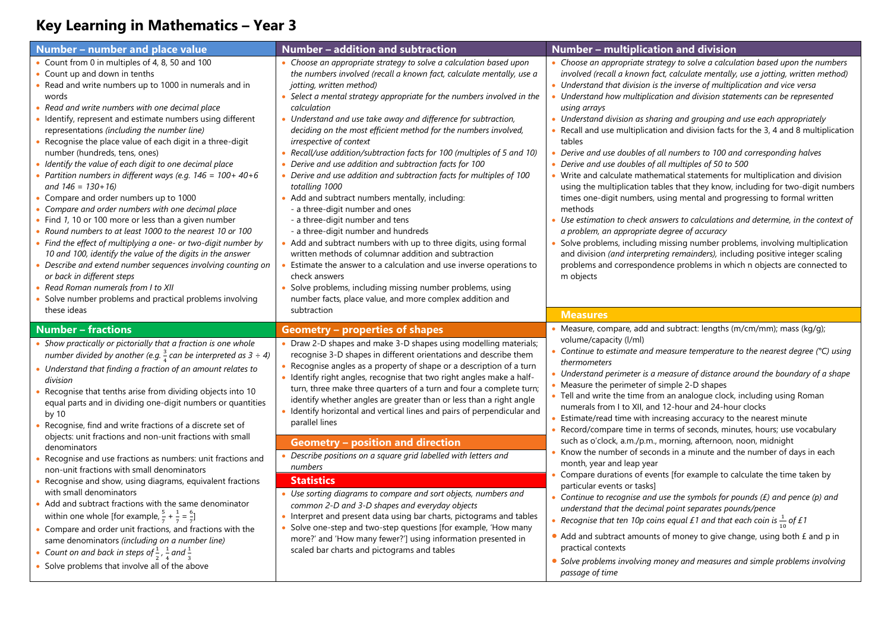# Key Learning in Mathematics – Year 3

## Number – number and place value

- Count from 0 in multiples of 4, 8, 50 and 100
- Count up and down in tenths
- Read and write numbers up to 1000 in numerals and in words
- *Read and write numbers with one decimal place*
- Identify, represent and estimate numbers using different representations *(including the number line)*
- Recognise the place value of each digit in a three-digit number (hundreds, tens, ones)
- *Identify the value of each digit to one decimal place*
- *Partition numbers in different ways (e.g. 146 = 100+ 40+6 and 146 = 130+16)*
- Compare and order numbers up to 1000
- *Compare and order numbers with one decimal place*
- Find *1,* 10 or 100 more or less than a given number
- *Round numbers to at least 1000 to the nearest 10 or 100*
- *Find the effect of multiplying a one- or two-digit number by 10 and 100, identify the value of the digits in the answer*
- *Describe and extend number sequences involving counting on or back in different steps*
- *Read Roman numerals from I to XII*
- Solve number problems and practical problems involving these ideas

## Number – addition and subtraction

- *Choose an appropriate strategy to solve a calculation based upon the numbers involved (recall a known fact, calculate mentally, use a jotting, written method)*
- *Select a mental strategy appropriate for the numbers involved in the calculation*
- *Understand and use take away and difference for subtraction, deciding on the most efficient method for the numbers involved, irrespective of context*
- *Recall/use addition/subtraction facts for 100 (multiples of 5 and 10)*
- *Derive and use addition and subtraction facts for 100*
- *Derive and use addition and subtraction facts for multiples of 100 totalling 1000*
- Add and subtract numbers mentally, including:
  - a three-digit number and ones
  - a three-digit number and tens
  - a three-digit number and hundreds
- Add and subtract numbers with up to three digits, using formal written methods of columnar addition and subtraction
- Estimate the answer to a calculation and use inverse operations to check answers
- Solve problems, including missing number problems, using number facts, place value, and more complex addition and subtraction

## Number – multiplication and division

- *Choose an appropriate strategy to solve a calculation based upon the numbers involved (recall a known fact, calculate mentally, use a jotting, written method)*
- *Understand that division is the inverse of multiplication and vice versa*
- *Understand how multiplication and division statements can be represented using arrays*
- *Understand division as sharing and grouping and use each appropriately*
- Recall and use multiplication and division facts for the 3, 4 and 8 multiplication tables
- *Derive and use doubles of all numbers to 100 and corresponding halves*
- *Derive and use doubles of all multiples of 50 to 500*
- Write and calculate mathematical statements for multiplication and division using the multiplication tables that they know, including for two-digit numbers times one-digit numbers, using mental and progressing to formal written methods
- *Use estimation to check answers to calculations and determine, in the context of a problem, an appropriate degree of accuracy*
- Solve problems, including missing number problems, involving multiplication and division *(and interpreting remainders),* including positive integer scaling problems and correspondence problems in which n objects are connected to m objects

## Number – fractions

- *Show practically or pictorially that a fraction is one whole number divided by another (e.g. $\frac{3}{4}$ can be interpreted as 3 ÷ 4)*
- *Understand that finding a fraction of an amount relates to division*
- Recognise that tenths arise from dividing objects into 10 equal parts and in dividing one-digit numbers or quantities by 10
- Recognise, find and write fractions of a discrete set of objects: unit fractions and non-unit fractions with small denominators
- Recognise and use fractions as numbers: unit fractions and non-unit fractions with small denominators
- Recognise and show, using diagrams, equivalent fractions with small denominators
- Add and subtract fractions with the same denominator within one whole [for example, $\frac{5}{7} + \frac{1}{7} = \frac{6}{7}$]
- Compare and order unit fractions, and fractions with the same denominators *(including on a number line)*
- *Count on and back in steps of $\frac{1}{2}$, $\frac{1}{4}$ and $\frac{1}{3}$*
- Solve problems that involve all of the above

## Geometry – properties of shapes

- Draw 2-D shapes and make 3-D shapes using modelling materials; recognise 3-D shapes in different orientations and describe them
- Recognise angles as a property of shape or a description of a turn
- Identify right angles, recognise that two right angles make a half-turn, three make three quarters of a turn and four a complete turn; identify whether angles are greater than or less than a right angle
- Identify horizontal and vertical lines and pairs of perpendicular and parallel lines

## Geometry – position and direction

- *Describe positions on a square grid labelled with letters and numbers*

## Statistics

- *Use sorting diagrams to compare and sort objects, numbers and common 2-D and 3-D shapes and everyday objects*
- Interpret and present data using bar charts, pictograms and tables
- Solve one-step and two-step questions [for example, 'How many more?' and 'How many fewer?'] using information presented in scaled bar charts and pictograms and tables

## Measures

- Measure, compare, add and subtract: lengths (m/cm/mm); mass (kg/g); volume/capacity (l/ml)
- *Continue to estimate and measure temperature to the nearest degree (°C) using thermometers*
- *Understand perimeter is a measure of distance around the boundary of a shape*
- Measure the perimeter of simple 2-D shapes
- Tell and write the time from an analogue clock, including using Roman numerals from I to XII, and 12-hour and 24-hour clocks
- Estimate/read time with increasing accuracy to the nearest minute
- Record/compare time in terms of seconds, minutes, hours; use vocabulary such as o'clock, a.m./p.m., morning, afternoon, noon, midnight
- Know the number of seconds in a minute and the number of days in each month, year and leap year
- Compare durations of events [for example to calculate the time taken by particular events or tasks]
- *Continue to recognise and use the symbols for pounds (£) and pence (p) and understand that the decimal point separates pounds/pence*
- *Recognise that ten 10p coins equal £1 and that each coin is $\frac{1}{10}$ of £1*
- Add and subtract amounts of money to give change, using both £ and p in practical contexts
- *Solve problems involving money and measures and simple problems involving passage of time*